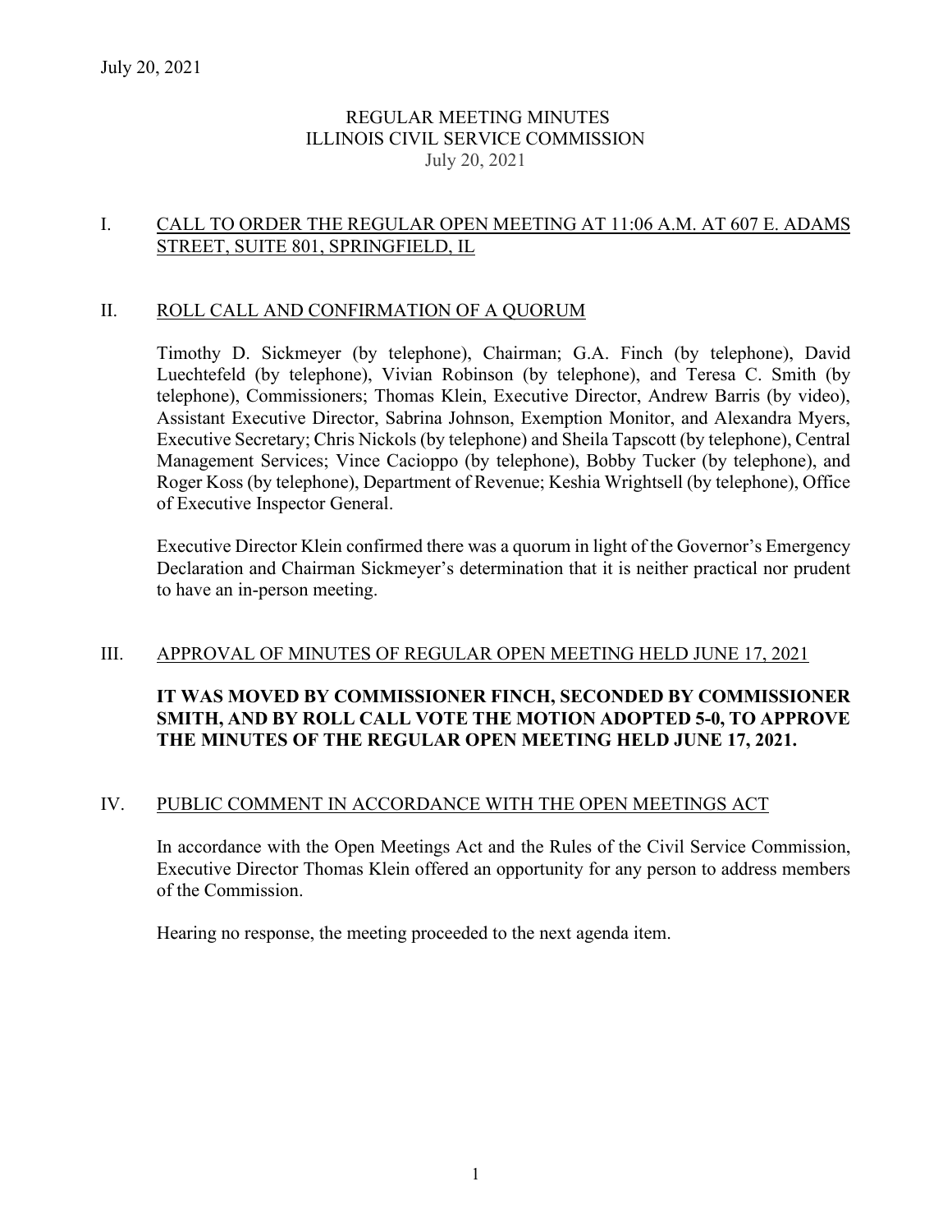July 20, 2021

# REGULAR MEETING MINUTES
# ILLINOIS CIVIL SERVICE COMMISSION
July 20, 2021

## I. CALL TO ORDER THE REGULAR OPEN MEETING AT 11:06 A.M. AT 607 E. ADAMS STREET, SUITE 801, SPRINGFIELD, IL

## II. ROLL CALL AND CONFIRMATION OF A QUORUM

Timothy D. Sickmeyer (by telephone), Chairman; G.A. Finch (by telephone), David Luechtefeld (by telephone), Vivian Robinson (by telephone), and Teresa C. Smith (by telephone), Commissioners; Thomas Klein, Executive Director, Andrew Barris (by video), Assistant Executive Director, Sabrina Johnson, Exemption Monitor, and Alexandra Myers, Executive Secretary; Chris Nickols (by telephone) and Sheila Tapscott (by telephone), Central Management Services; Vince Cacioppo (by telephone), Bobby Tucker (by telephone), and Roger Koss (by telephone), Department of Revenue; Keshia Wrightsell (by telephone), Office of Executive Inspector General.

Executive Director Klein confirmed there was a quorum in light of the Governor's Emergency Declaration and Chairman Sickmeyer's determination that it is neither practical nor prudent to have an in-person meeting.

## III. APPROVAL OF MINUTES OF REGULAR OPEN MEETING HELD JUNE 17, 2021

**IT WAS MOVED BY COMMISSIONER FINCH, SECONDED BY COMMISSIONER SMITH, AND BY ROLL CALL VOTE THE MOTION ADOPTED 5-0, TO APPROVE THE MINUTES OF THE REGULAR OPEN MEETING HELD JUNE 17, 2021.**

## IV. PUBLIC COMMENT IN ACCORDANCE WITH THE OPEN MEETINGS ACT

In accordance with the Open Meetings Act and the Rules of the Civil Service Commission, Executive Director Thomas Klein offered an opportunity for any person to address members of the Commission.

Hearing no response, the meeting proceeded to the next agenda item.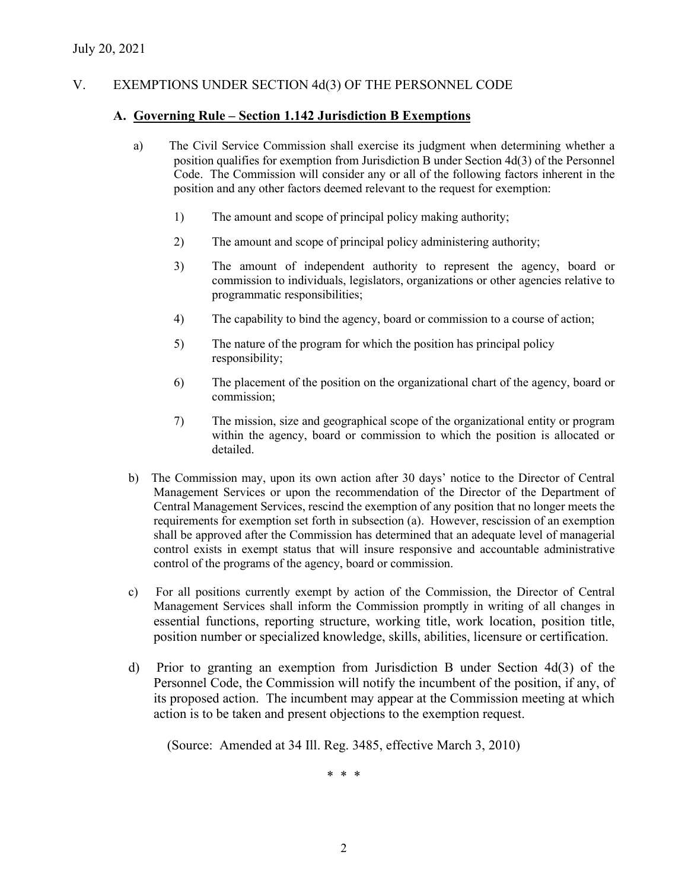July 20, 2021

## V. EXEMPTIONS UNDER SECTION 4d(3) OF THE PERSONNEL CODE

### A. **Governing Rule – Section 1.142 Jurisdiction B Exemptions**

a) The Civil Service Commission shall exercise its judgment when determining whether a position qualifies for exemption from Jurisdiction B under Section 4d(3) of the Personnel Code. The Commission will consider any or all of the following factors inherent in the position and any other factors deemed relevant to the request for exemption:

1) The amount and scope of principal policy making authority;

2) The amount and scope of principal policy administering authority;

3) The amount of independent authority to represent the agency, board or commission to individuals, legislators, organizations or other agencies relative to programmatic responsibilities;

4) The capability to bind the agency, board or commission to a course of action;

5) The nature of the program for which the position has principal policy responsibility;

6) The placement of the position on the organizational chart of the agency, board or commission;

7) The mission, size and geographical scope of the organizational entity or program within the agency, board or commission to which the position is allocated or detailed.

b) The Commission may, upon its own action after 30 days' notice to the Director of Central Management Services or upon the recommendation of the Director of the Department of Central Management Services, rescind the exemption of any position that no longer meets the requirements for exemption set forth in subsection (a). However, rescission of an exemption shall be approved after the Commission has determined that an adequate level of managerial control exists in exempt status that will insure responsive and accountable administrative control of the programs of the agency, board or commission.

c) For all positions currently exempt by action of the Commission, the Director of Central Management Services shall inform the Commission promptly in writing of all changes in essential functions, reporting structure, working title, work location, position title, position number or specialized knowledge, skills, abilities, licensure or certification.

d) Prior to granting an exemption from Jurisdiction B under Section 4d(3) of the Personnel Code, the Commission will notify the incumbent of the position, if any, of its proposed action. The incumbent may appear at the Commission meeting at which action is to be taken and present objections to the exemption request.

(Source: Amended at 34 Ill. Reg. 3485, effective March 3, 2010)

\* \* \*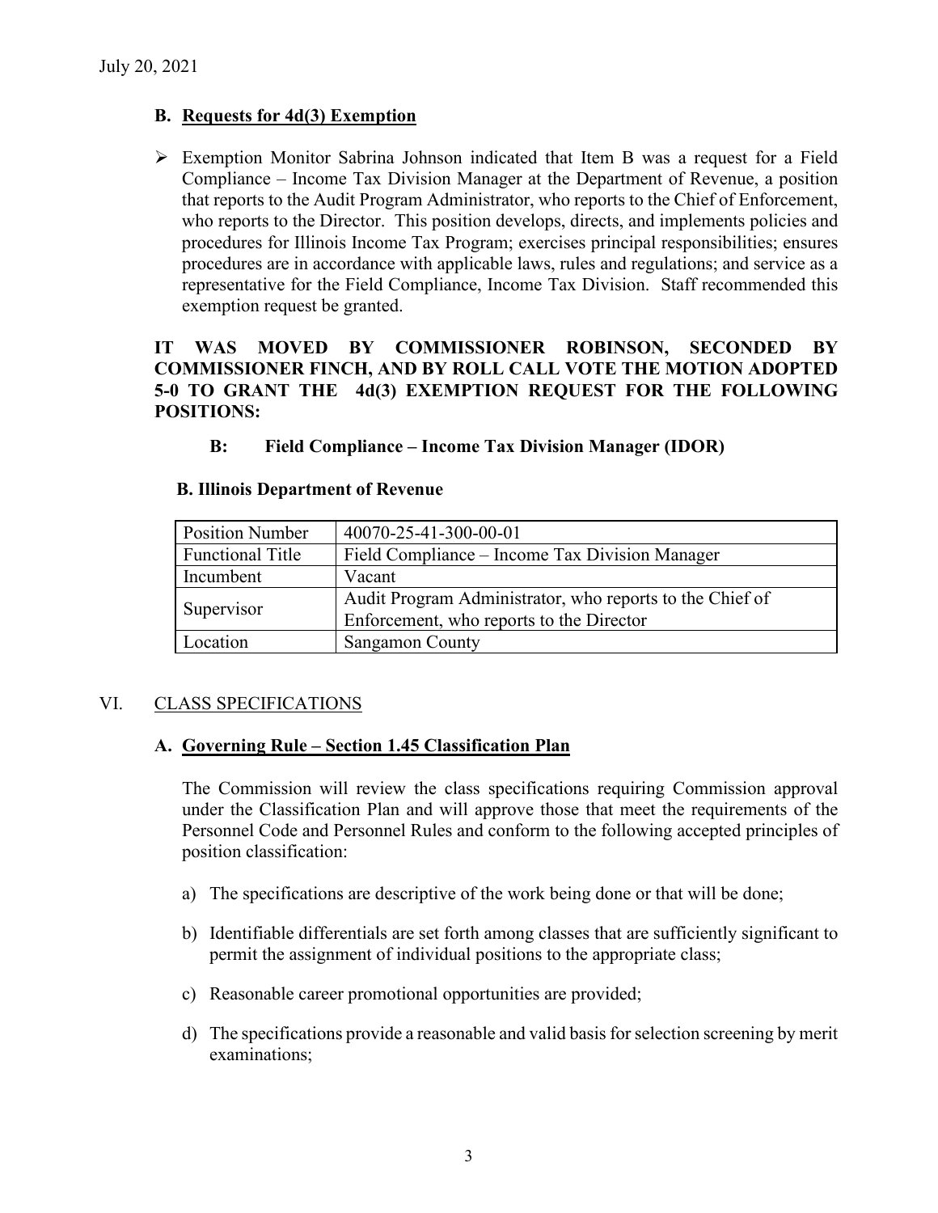July 20, 2021

### B. Requests for 4d(3) Exemption

- Exemption Monitor Sabrina Johnson indicated that Item B was a request for a Field Compliance – Income Tax Division Manager at the Department of Revenue, a position that reports to the Audit Program Administrator, who reports to the Chief of Enforcement, who reports to the Director. This position develops, directs, and implements policies and procedures for Illinois Income Tax Program; exercises principal responsibilities; ensures procedures are in accordance with applicable laws, rules and regulations; and service as a representative for the Field Compliance, Income Tax Division. Staff recommended this exemption request be granted.

**IT WAS MOVED BY COMMISSIONER ROBINSON, SECONDED BY COMMISSIONER FINCH, AND BY ROLL CALL VOTE THE MOTION ADOPTED 5-0 TO GRANT THE 4d(3) EXEMPTION REQUEST FOR THE FOLLOWING POSITIONS:**

**B: Field Compliance – Income Tax Division Manager (IDOR)**

**B. Illinois Department of Revenue**

| Position Number | 40070-25-41-300-00-01 |
|---|---|
| Functional Title | Field Compliance – Income Tax Division Manager |
| Incumbent | Vacant |
| Supervisor | Audit Program Administrator, who reports to the Chief of Enforcement, who reports to the Director |
| Location | Sangamon County |

## VI. CLASS SPECIFICATIONS

### A. Governing Rule – Section 1.45 Classification Plan

The Commission will review the class specifications requiring Commission approval under the Classification Plan and will approve those that meet the requirements of the Personnel Code and Personnel Rules and conform to the following accepted principles of position classification:

a) The specifications are descriptive of the work being done or that will be done;

b) Identifiable differentials are set forth among classes that are sufficiently significant to permit the assignment of individual positions to the appropriate class;

c) Reasonable career promotional opportunities are provided;

d) The specifications provide a reasonable and valid basis for selection screening by merit examinations;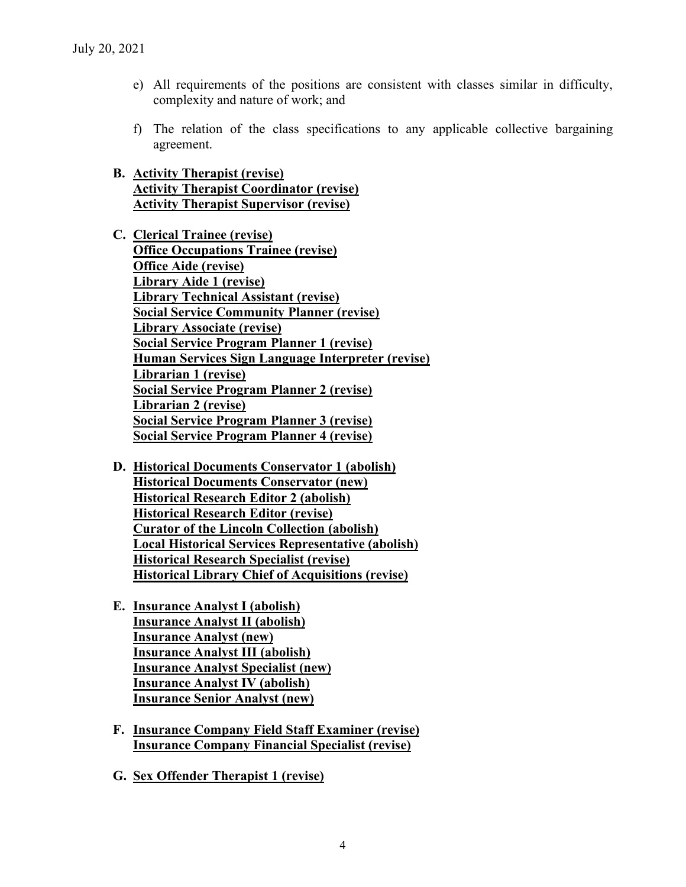July 20, 2021

e) All requirements of the positions are consistent with classes similar in difficulty, complexity and nature of work; and

f) The relation of the class specifications to any applicable collective bargaining agreement.

**B. Activity Therapist (revise)**
**Activity Therapist Coordinator (revise)**
**Activity Therapist Supervisor (revise)**

**C. Clerical Trainee (revise)**
**Office Occupations Trainee (revise)**
**Office Aide (revise)**
**Library Aide 1 (revise)**
**Library Technical Assistant (revise)**
**Social Service Community Planner (revise)**
**Library Associate (revise)**
**Social Service Program Planner 1 (revise)**
**Human Services Sign Language Interpreter (revise)**
**Librarian 1 (revise)**
**Social Service Program Planner 2 (revise)**
**Librarian 2 (revise)**
**Social Service Program Planner 3 (revise)**
**Social Service Program Planner 4 (revise)**

**D. Historical Documents Conservator 1 (abolish)**
**Historical Documents Conservator (new)**
**Historical Research Editor 2 (abolish)**
**Historical Research Editor (revise)**
**Curator of the Lincoln Collection (abolish)**
**Local Historical Services Representative (abolish)**
**Historical Research Specialist (revise)**
**Historical Library Chief of Acquisitions (revise)**

**E. Insurance Analyst I (abolish)**
**Insurance Analyst II (abolish)**
**Insurance Analyst (new)**
**Insurance Analyst III (abolish)**
**Insurance Analyst Specialist (new)**
**Insurance Analyst IV (abolish)**
**Insurance Senior Analyst (new)**

**F. Insurance Company Field Staff Examiner (revise)**
**Insurance Company Financial Specialist (revise)**

**G. Sex Offender Therapist 1 (revise)**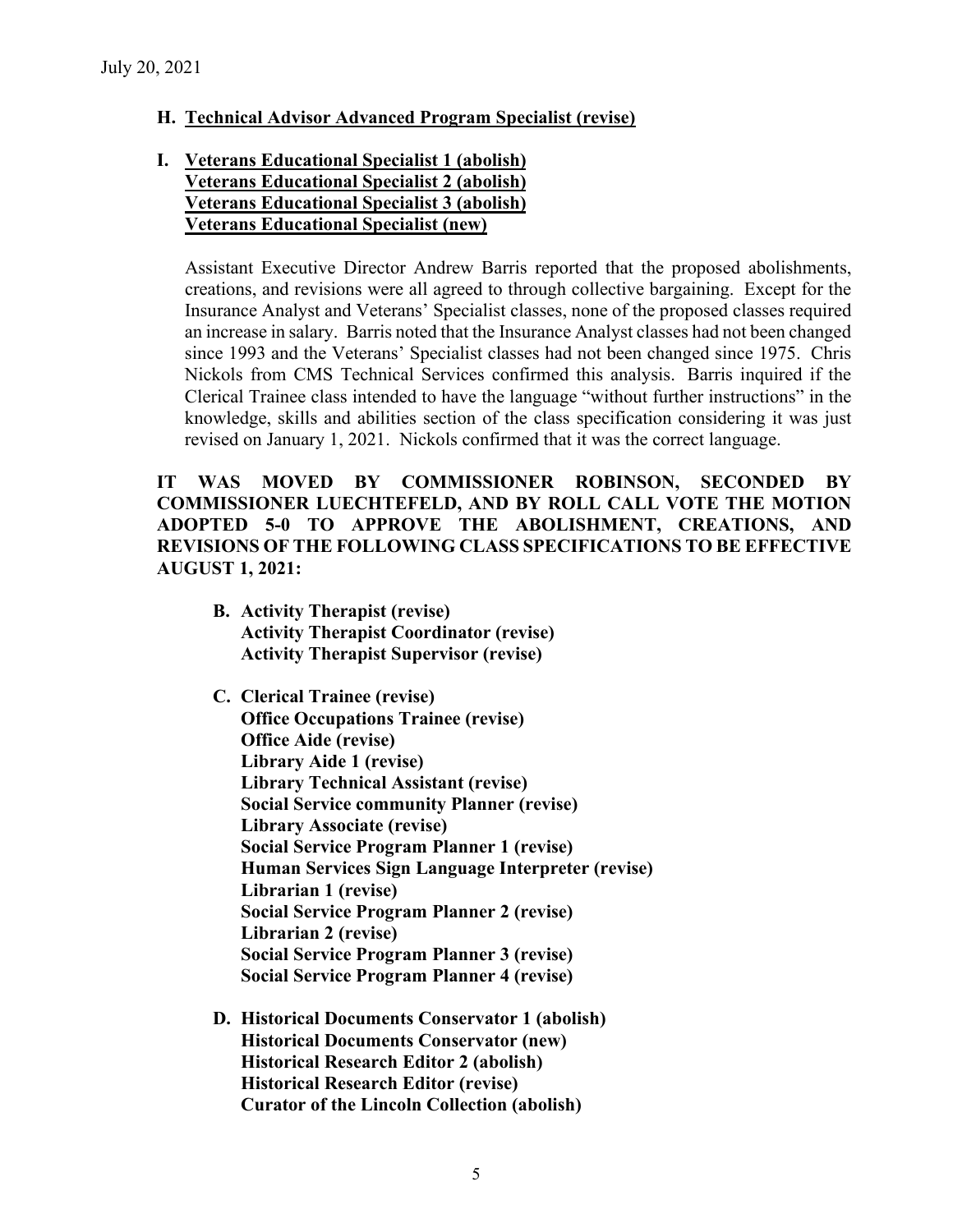July 20, 2021

**H. Technical Advisor Advanced Program Specialist (revise)**

**I. Veterans Educational Specialist 1 (abolish)**
**Veterans Educational Specialist 2 (abolish)**
**Veterans Educational Specialist 3 (abolish)**
**Veterans Educational Specialist (new)**

Assistant Executive Director Andrew Barris reported that the proposed abolishments, creations, and revisions were all agreed to through collective bargaining. Except for the Insurance Analyst and Veterans' Specialist classes, none of the proposed classes required an increase in salary. Barris noted that the Insurance Analyst classes had not been changed since 1993 and the Veterans' Specialist classes had not been changed since 1975. Chris Nickols from CMS Technical Services confirmed this analysis. Barris inquired if the Clerical Trainee class intended to have the language "without further instructions" in the knowledge, skills and abilities section of the class specification considering it was just revised on January 1, 2021. Nickols confirmed that it was the correct language.

**IT WAS MOVED BY COMMISSIONER ROBINSON, SECONDED BY COMMISSIONER LUECHTEFELD, AND BY ROLL CALL VOTE THE MOTION ADOPTED 5-0 TO APPROVE THE ABOLISHMENT, CREATIONS, AND REVISIONS OF THE FOLLOWING CLASS SPECIFICATIONS TO BE EFFECTIVE AUGUST 1, 2021:**

**B. Activity Therapist (revise)**
**Activity Therapist Coordinator (revise)**
**Activity Therapist Supervisor (revise)**

**C. Clerical Trainee (revise)**
**Office Occupations Trainee (revise)**
**Office Aide (revise)**
**Library Aide 1 (revise)**
**Library Technical Assistant (revise)**
**Social Service community Planner (revise)**
**Library Associate (revise)**
**Social Service Program Planner 1 (revise)**
**Human Services Sign Language Interpreter (revise)**
**Librarian 1 (revise)**
**Social Service Program Planner 2 (revise)**
**Librarian 2 (revise)**
**Social Service Program Planner 3 (revise)**
**Social Service Program Planner 4 (revise)**

**D. Historical Documents Conservator 1 (abolish)**
**Historical Documents Conservator (new)**
**Historical Research Editor 2 (abolish)**
**Historical Research Editor (revise)**
**Curator of the Lincoln Collection (abolish)**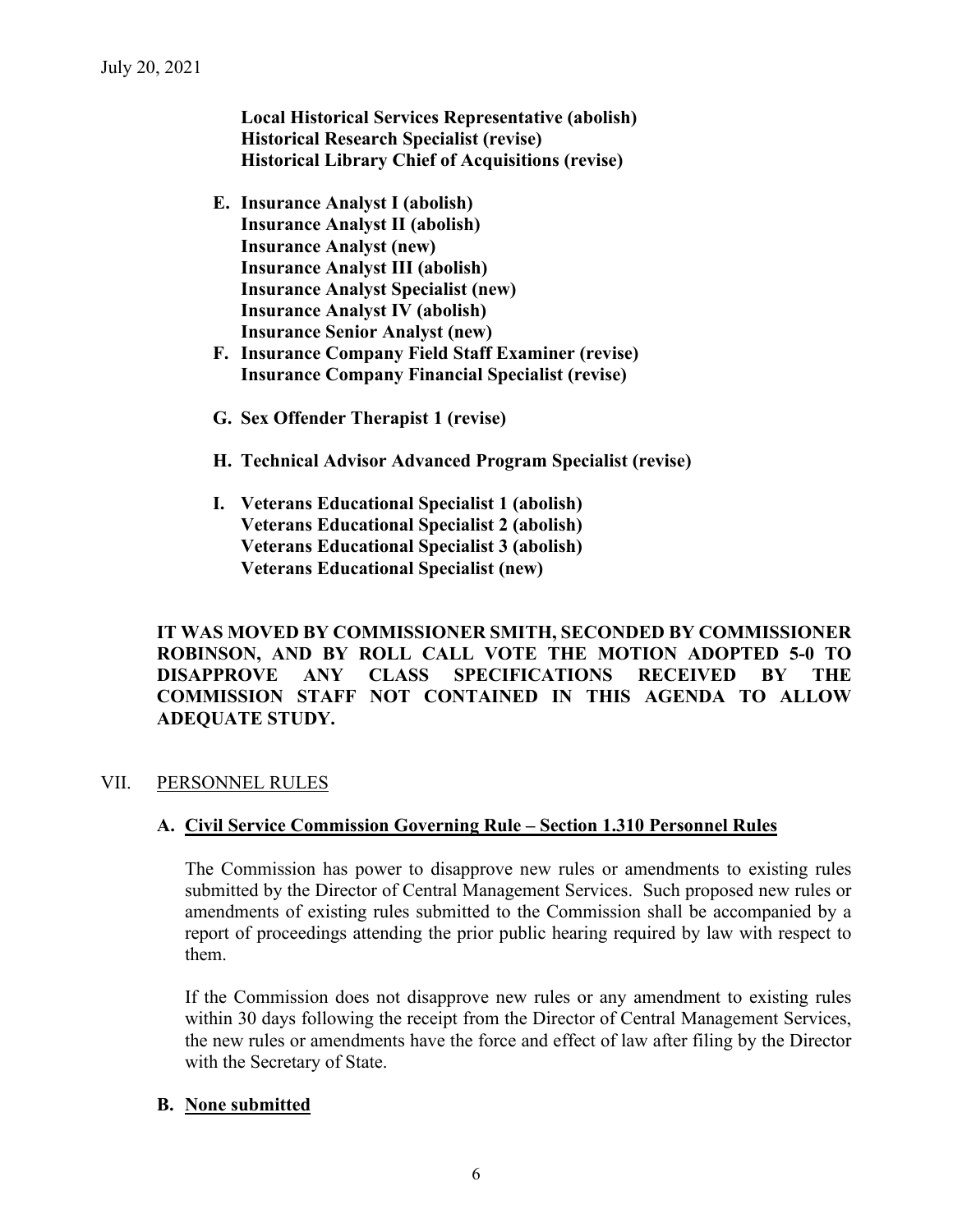**Local Historical Services Representative (abolish)**
**Historical Research Specialist (revise)**
**Historical Library Chief of Acquisitions (revise)**

**E. Insurance Analyst I (abolish)**
**Insurance Analyst II (abolish)**
**Insurance Analyst (new)**
**Insurance Analyst III (abolish)**
**Insurance Analyst Specialist (new)**
**Insurance Analyst IV (abolish)**
**Insurance Senior Analyst (new)**

**F. Insurance Company Field Staff Examiner (revise)**
**Insurance Company Financial Specialist (revise)**

**G. Sex Offender Therapist 1 (revise)**

**H. Technical Advisor Advanced Program Specialist (revise)**

**I. Veterans Educational Specialist 1 (abolish)**
**Veterans Educational Specialist 2 (abolish)**
**Veterans Educational Specialist 3 (abolish)**
**Veterans Educational Specialist (new)**

**IT WAS MOVED BY COMMISSIONER SMITH, SECONDED BY COMMISSIONER ROBINSON, AND BY ROLL CALL VOTE THE MOTION ADOPTED 5-0 TO DISAPPROVE ANY CLASS SPECIFICATIONS RECEIVED BY THE COMMISSION STAFF NOT CONTAINED IN THIS AGENDA TO ALLOW ADEQUATE STUDY.**

## VII. PERSONNEL RULES

### A. Civil Service Commission Governing Rule – Section 1.310 Personnel Rules

The Commission has power to disapprove new rules or amendments to existing rules submitted by the Director of Central Management Services. Such proposed new rules or amendments of existing rules submitted to the Commission shall be accompanied by a report of proceedings attending the prior public hearing required by law with respect to them.

If the Commission does not disapprove new rules or any amendment to existing rules within 30 days following the receipt from the Director of Central Management Services, the new rules or amendments have the force and effect of law after filing by the Director with the Secretary of State.

### B. None submitted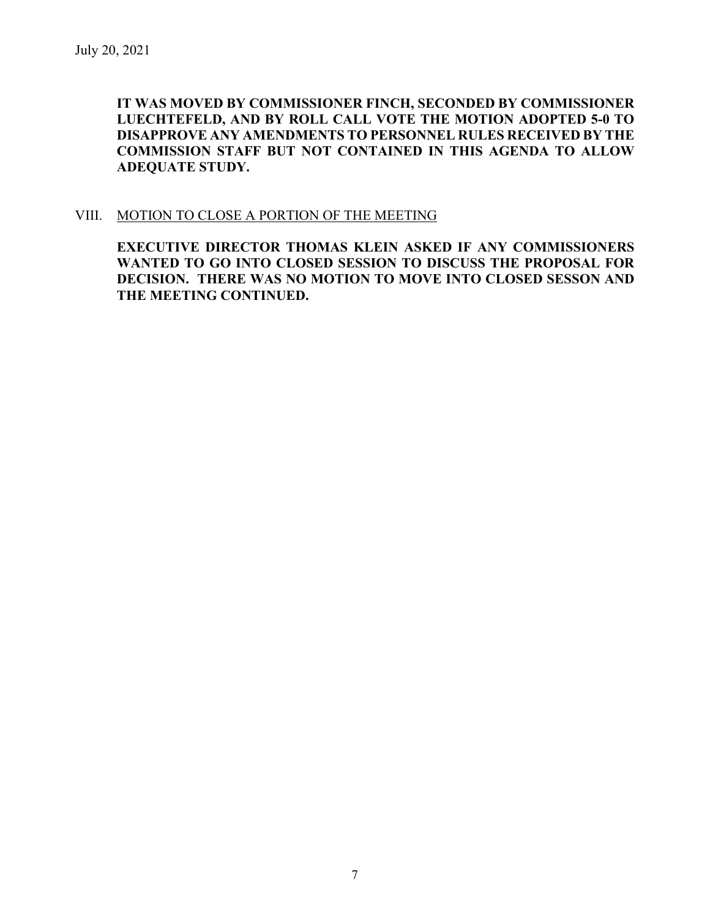**IT WAS MOVED BY COMMISSIONER FINCH, SECONDED BY COMMISSIONER LUECHTEFELD, AND BY ROLL CALL VOTE THE MOTION ADOPTED 5-0 TO DISAPPROVE ANY AMENDMENTS TO PERSONNEL RULES RECEIVED BY THE COMMISSION STAFF BUT NOT CONTAINED IN THIS AGENDA TO ALLOW ADEQUATE STUDY.**

VIII. MOTION TO CLOSE A PORTION OF THE MEETING

**EXECUTIVE DIRECTOR THOMAS KLEIN ASKED IF ANY COMMISSIONERS WANTED TO GO INTO CLOSED SESSION TO DISCUSS THE PROPOSAL FOR DECISION. THERE WAS NO MOTION TO MOVE INTO CLOSED SESSON AND THE MEETING CONTINUED.**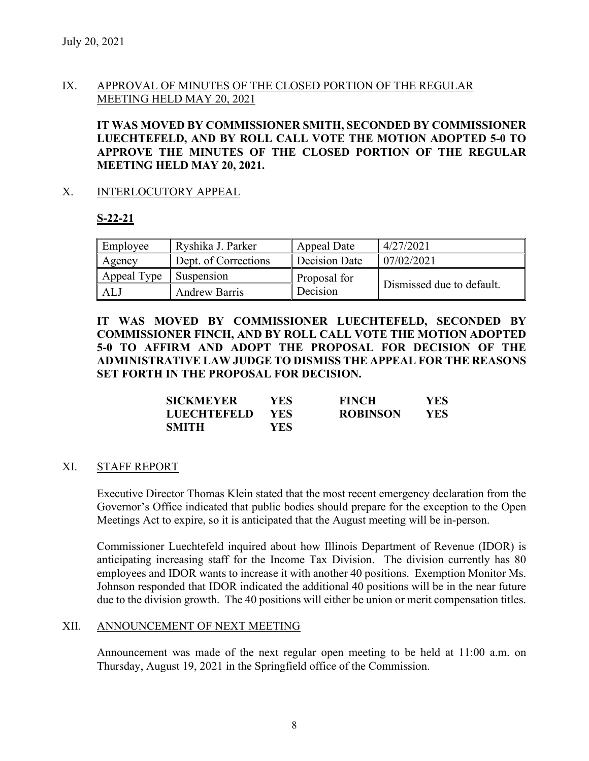July 20, 2021

## IX. APPROVAL OF MINUTES OF THE CLOSED PORTION OF THE REGULAR MEETING HELD MAY 20, 2021

**IT WAS MOVED BY COMMISSIONER SMITH, SECONDED BY COMMISSIONER LUECHTEFELD, AND BY ROLL CALL VOTE THE MOTION ADOPTED 5-0 TO APPROVE THE MINUTES OF THE CLOSED PORTION OF THE REGULAR MEETING HELD MAY 20, 2021.**

## X. INTERLOCUTORY APPEAL

**S-22-21**

| Employee | Ryshika J. Parker | Appeal Date | 4/27/2021 |
|---|---|---|---|
| Agency | Dept. of Corrections | Decision Date | 07/02/2021 |
| Appeal Type | Suspension | Proposal for Decision | Dismissed due to default. |
| ALJ | Andrew Barris | | |

**IT WAS MOVED BY COMMISSIONER LUECHTEFELD, SECONDED BY COMMISSIONER FINCH, AND BY ROLL CALL VOTE THE MOTION ADOPTED 5-0 TO AFFIRM AND ADOPT THE PROPOSAL FOR DECISION OF THE ADMINISTRATIVE LAW JUDGE TO DISMISS THE APPEAL FOR THE REASONS SET FORTH IN THE PROPOSAL FOR DECISION.**

| | | | |
|---|---|---|---|
| **SICKMEYER** | **YES** | **FINCH** | **YES** |
| **LUECHTEFELD** | **YES** | **ROBINSON** | **YES** |
| **SMITH** | **YES** | | |

## XI. STAFF REPORT

Executive Director Thomas Klein stated that the most recent emergency declaration from the Governor's Office indicated that public bodies should prepare for the exception to the Open Meetings Act to expire, so it is anticipated that the August meeting will be in-person.

Commissioner Luechtefeld inquired about how Illinois Department of Revenue (IDOR) is anticipating increasing staff for the Income Tax Division. The division currently has 80 employees and IDOR wants to increase it with another 40 positions. Exemption Monitor Ms. Johnson responded that IDOR indicated the additional 40 positions will be in the near future due to the division growth. The 40 positions will either be union or merit compensation titles.

## XII. ANNOUNCEMENT OF NEXT MEETING

Announcement was made of the next regular open meeting to be held at 11:00 a.m. on Thursday, August 19, 2021 in the Springfield office of the Commission.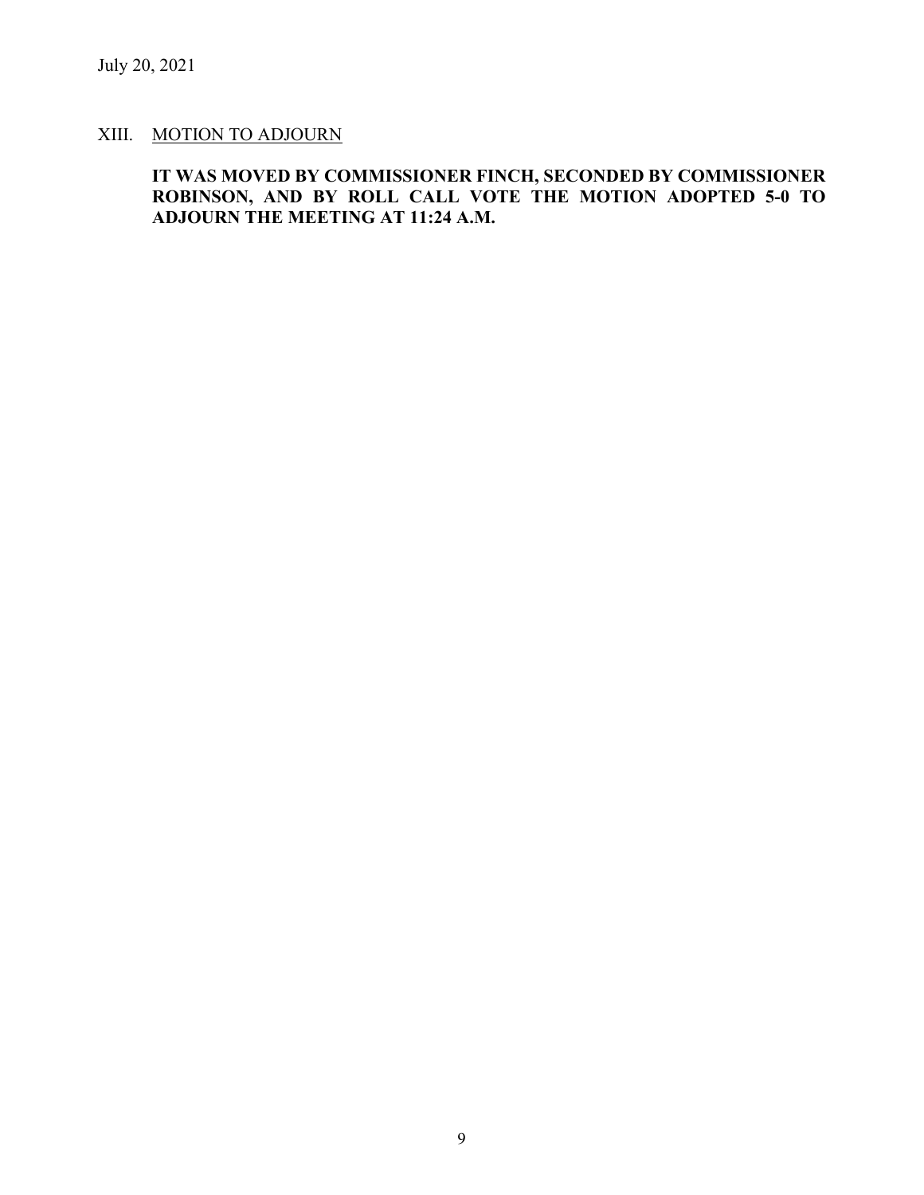## XIII. MOTION TO ADJOURN

**IT WAS MOVED BY COMMISSIONER FINCH, SECONDED BY COMMISSIONER ROBINSON, AND BY ROLL CALL VOTE THE MOTION ADOPTED 5-0 TO ADJOURN THE MEETING AT 11:24 A.M.**